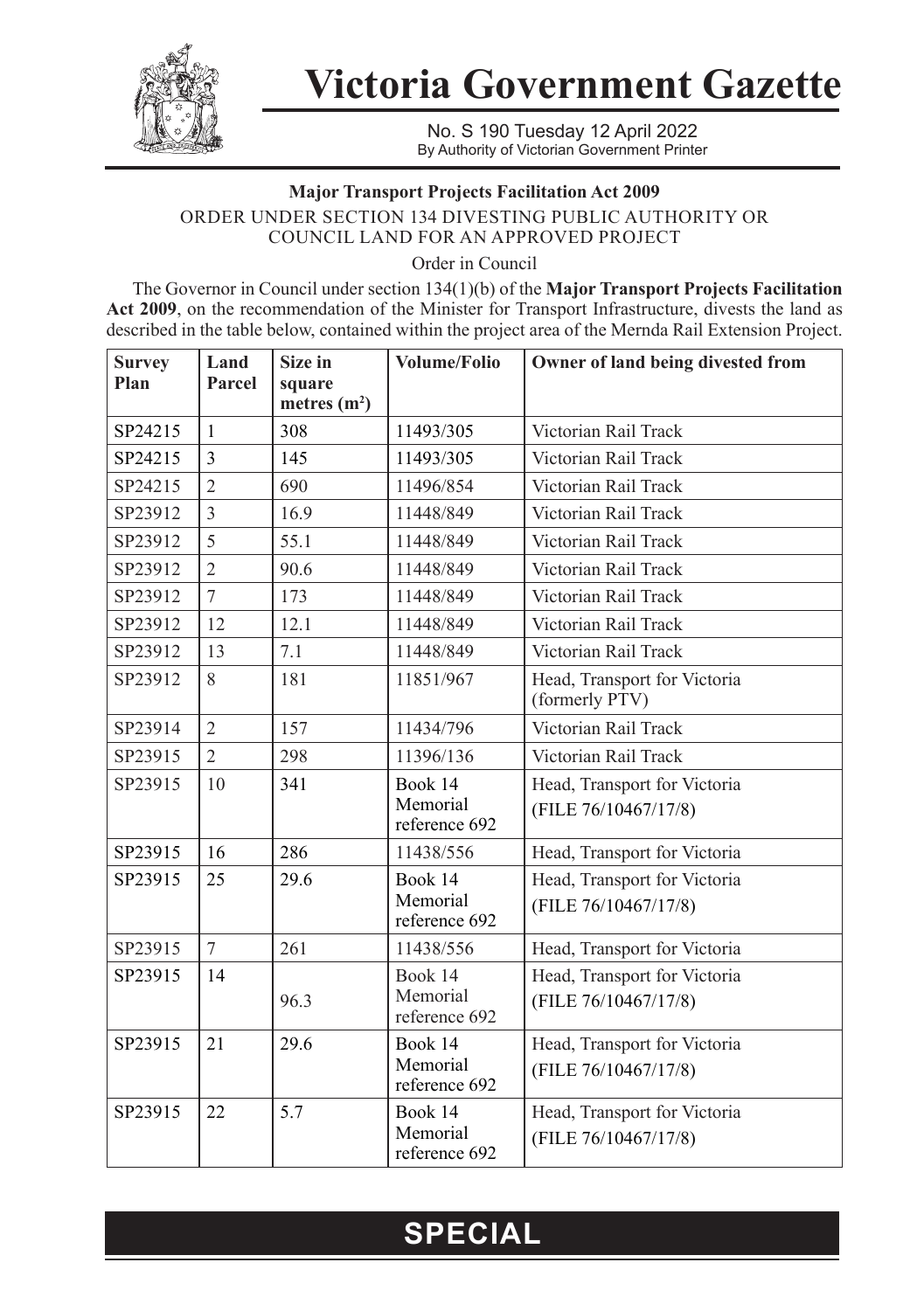# Victoria Government Gazette

No. S 190 Tuesday 12 April 2022
By Authority of Victorian Government Printer

**Major Transport Projects Facilitation Act 2009**

ORDER UNDER SECTION 134 DIVESTING PUBLIC AUTHORITY OR COUNCIL LAND FOR AN APPROVED PROJECT

Order in Council

The Governor in Council under section 134(1)(b) of the **Major Transport Projects Facilitation Act 2009**, on the recommendation of the Minister for Transport Infrastructure, divests the land as described in the table below, contained within the project area of the Mernda Rail Extension Project.

| Survey Plan | Land Parcel | Size in square metres ($m^2$) | Volume/Folio | Owner of land being divested from |
|---|---|---|---|---|
| SP24215 | 1 | 308 | 11493/305 | Victorian Rail Track |
| SP24215 | 3 | 145 | 11493/305 | Victorian Rail Track |
| SP24215 | 2 | 690 | 11496/854 | Victorian Rail Track |
| SP23912 | 3 | 16.9 | 11448/849 | Victorian Rail Track |
| SP23912 | 5 | 55.1 | 11448/849 | Victorian Rail Track |
| SP23912 | 2 | 90.6 | 11448/849 | Victorian Rail Track |
| SP23912 | 7 | 173 | 11448/849 | Victorian Rail Track |
| SP23912 | 12 | 12.1 | 11448/849 | Victorian Rail Track |
| SP23912 | 13 | 7.1 | 11448/849 | Victorian Rail Track |
| SP23912 | 8 | 181 | 11851/967 | Head, Transport for Victoria (formerly PTV) |
| SP23914 | 2 | 157 | 11434/796 | Victorian Rail Track |
| SP23915 | 2 | 298 | 11396/136 | Victorian Rail Track |
| SP23915 | 10 | 341 | Book 14 Memorial reference 692 | Head, Transport for Victoria (FILE 76/10467/17/8) |
| SP23915 | 16 | 286 | 11438/556 | Head, Transport for Victoria |
| SP23915 | 25 | 29.6 | Book 14 Memorial reference 692 | Head, Transport for Victoria (FILE 76/10467/17/8) |
| SP23915 | 7 | 261 | 11438/556 | Head, Transport for Victoria |
| SP23915 | 14 | 96.3 | Book 14 Memorial reference 692 | Head, Transport for Victoria (FILE 76/10467/17/8) |
| SP23915 | 21 | 29.6 | Book 14 Memorial reference 692 | Head, Transport for Victoria (FILE 76/10467/17/8) |
| SP23915 | 22 | 5.7 | Book 14 Memorial reference 692 | Head, Transport for Victoria (FILE 76/10467/17/8) |

**SPECIAL**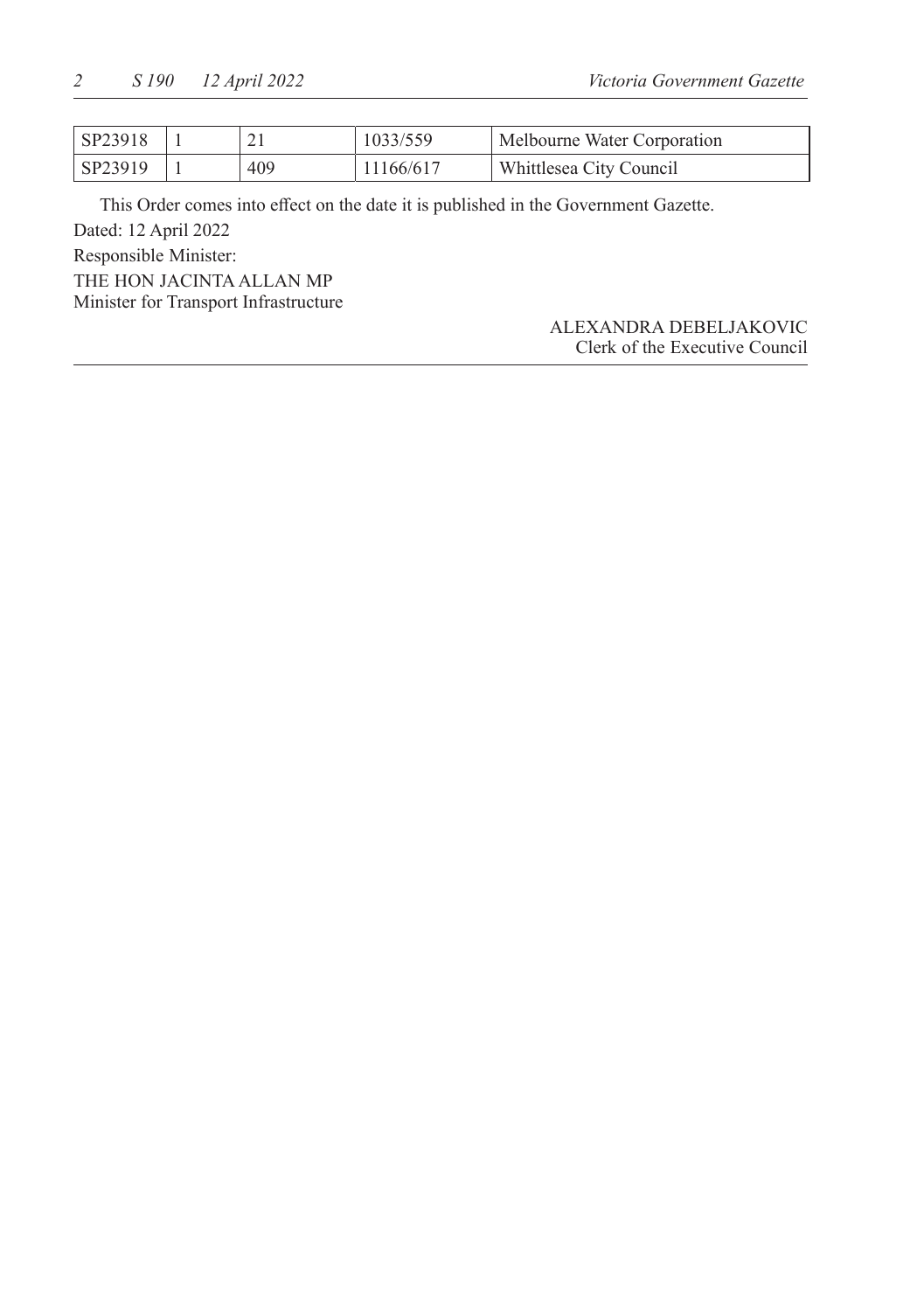| | | | | |
|---|---|---|---|---|
| SP23918 | 1 | 21 | 1033/559 | Melbourne Water Corporation |
| SP23919 | 1 | 409 | 11166/617 | Whittlesea City Council |

This Order comes into effect on the date it is published in the Government Gazette.

Dated: 12 April 2022

Responsible Minister:

THE HON JACINTA ALLAN MP
Minister for Transport Infrastructure

ALEXANDRA DEBELJAKOVIC
Clerk of the Executive Council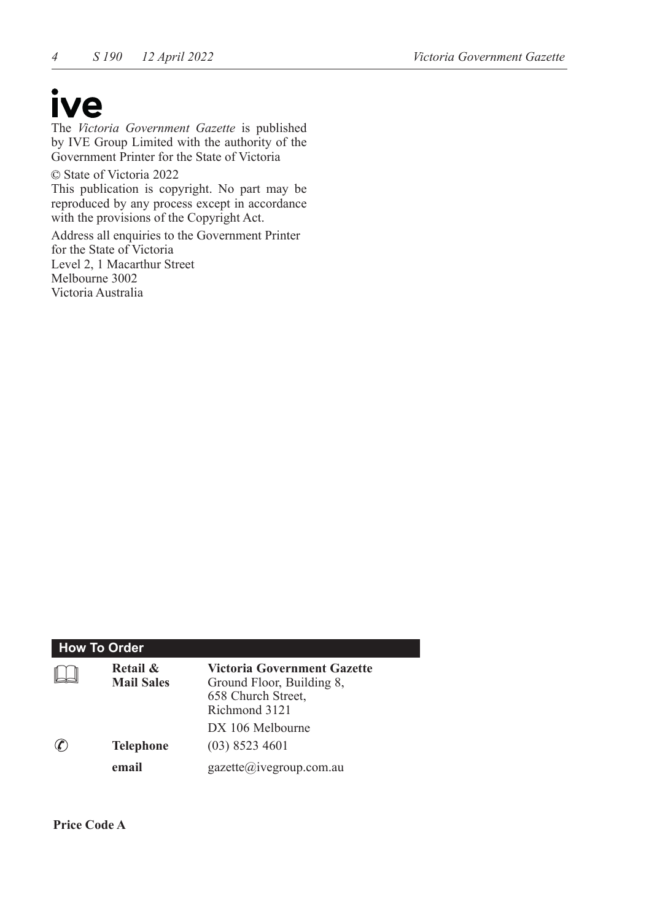ive

The *Victoria Government Gazette* is published by IVE Group Limited with the authority of the Government Printer for the State of Victoria

© State of Victoria 2022

This publication is copyright. No part may be reproduced by any process except in accordance with the provisions of the Copyright Act.

Address all enquiries to the Government Printer for the State of Victoria
Level 2, 1 Macarthur Street
Melbourne 3002
Victoria Australia

## How To Order

| | | |
|---|---|---|
| | **Retail & Mail Sales** | **Victoria Government Gazette**<br>Ground Floor, Building 8,<br>658 Church Street,<br>Richmond 3121<br>DX 106 Melbourne |
| | **Telephone** | (03) 8523 4601 |
| | **email** | gazette@ivegroup.com.au |

**Price Code A**